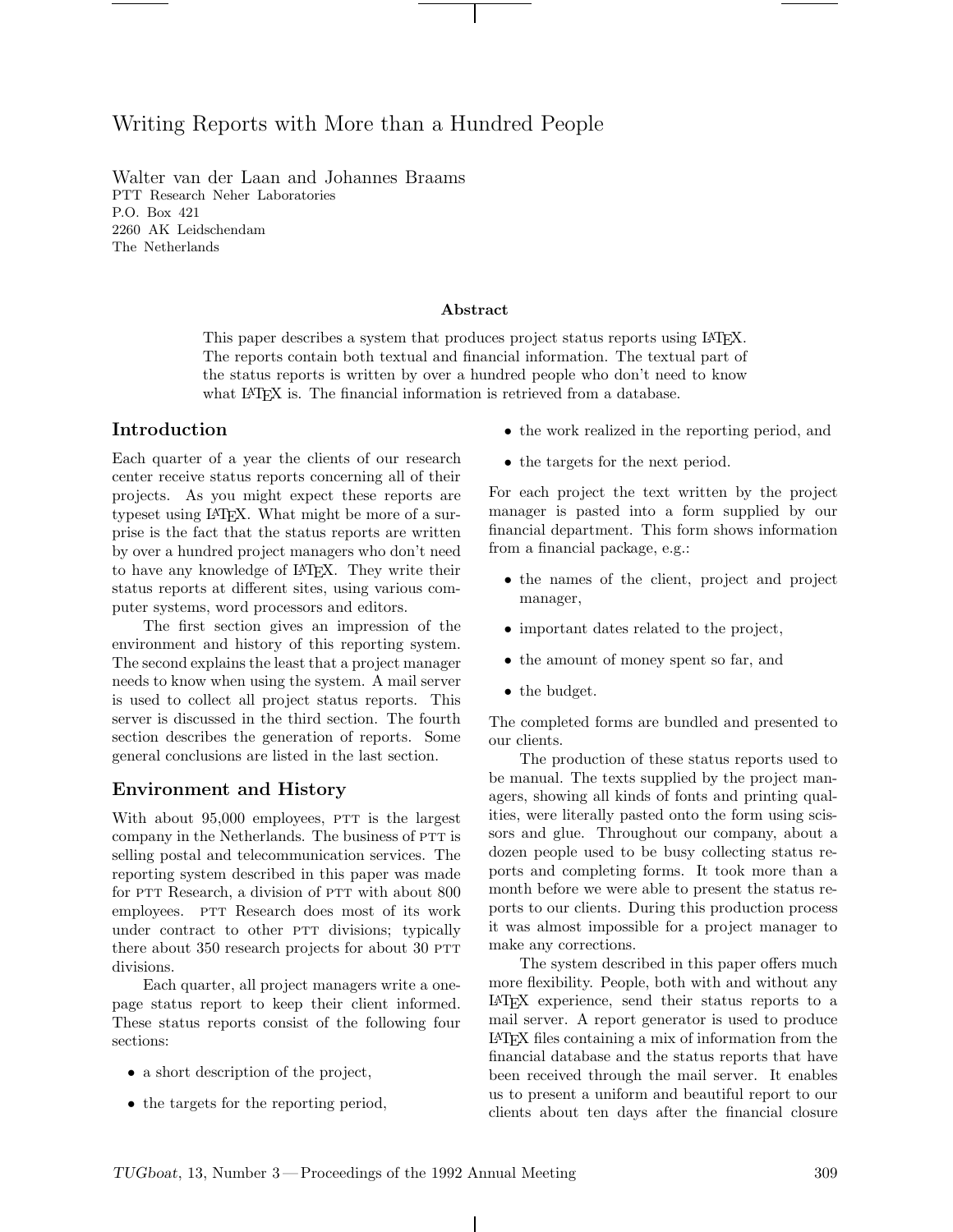# Writing Reports with More than a Hundred People

Walter van der Laan and Johannes Braams
PTT Research Neher Laboratories
P.O. Box 421
2260 AK Leidschendam
The Netherlands

### Abstract

This paper describes a system that produces project status reports using LaTeX. The reports contain both textual and financial information. The textual part of the status reports is written by over a hundred people who don't need to know what LaTeX is. The financial information is retrieved from a database.

## Introduction

Each quarter of a year the clients of our research center receive status reports concerning all of their projects. As you might expect these reports are typeset using LaTeX. What might be more of a surprise is the fact that the status reports are written by over a hundred project managers who don't need to have any knowledge of LaTeX. They write their status reports at different sites, using various computer systems, word processors and editors.

The first section gives an impression of the environment and history of this reporting system. The second explains the least that a project manager needs to know when using the system. A mail server is used to collect all project status reports. This server is discussed in the third section. The fourth section describes the generation of reports. Some general conclusions are listed in the last section.

## Environment and History

With about 95,000 employees, PTT is the largest company in the Netherlands. The business of PTT is selling postal and telecommunication services. The reporting system described in this paper was made for PTT Research, a division of PTT with about 800 employees. PTT Research does most of its work under contract to other PTT divisions; typically there about 350 research projects for about 30 PTT divisions.

Each quarter, all project managers write a one-page status report to keep their client informed. These status reports consist of the following four sections:

- a short description of the project,
- the targets for the reporting period,
- the work realized in the reporting period, and
- the targets for the next period.

For each project the text written by the project manager is pasted into a form supplied by our financial department. This form shows information from a financial package, e.g.:

- the names of the client, project and project manager,
- important dates related to the project,
- the amount of money spent so far, and
- the budget.

The completed forms are bundled and presented to our clients.

The production of these status reports used to be manual. The texts supplied by the project managers, showing all kinds of fonts and printing qualities, were literally pasted onto the form using scissors and glue. Throughout our company, about a dozen people used to be busy collecting status reports and completing forms. It took more than a month before we were able to present the status reports to our clients. During this production process it was almost impossible for a project manager to make any corrections.

The system described in this paper offers much more flexibility. People, both with and without any LaTeX experience, send their status reports to a mail server. A report generator is used to produce LaTeX files containing a mix of information from the financial database and the status reports that have been received through the mail server. It enables us to present a uniform and beautiful report to our clients about ten days after the financial closure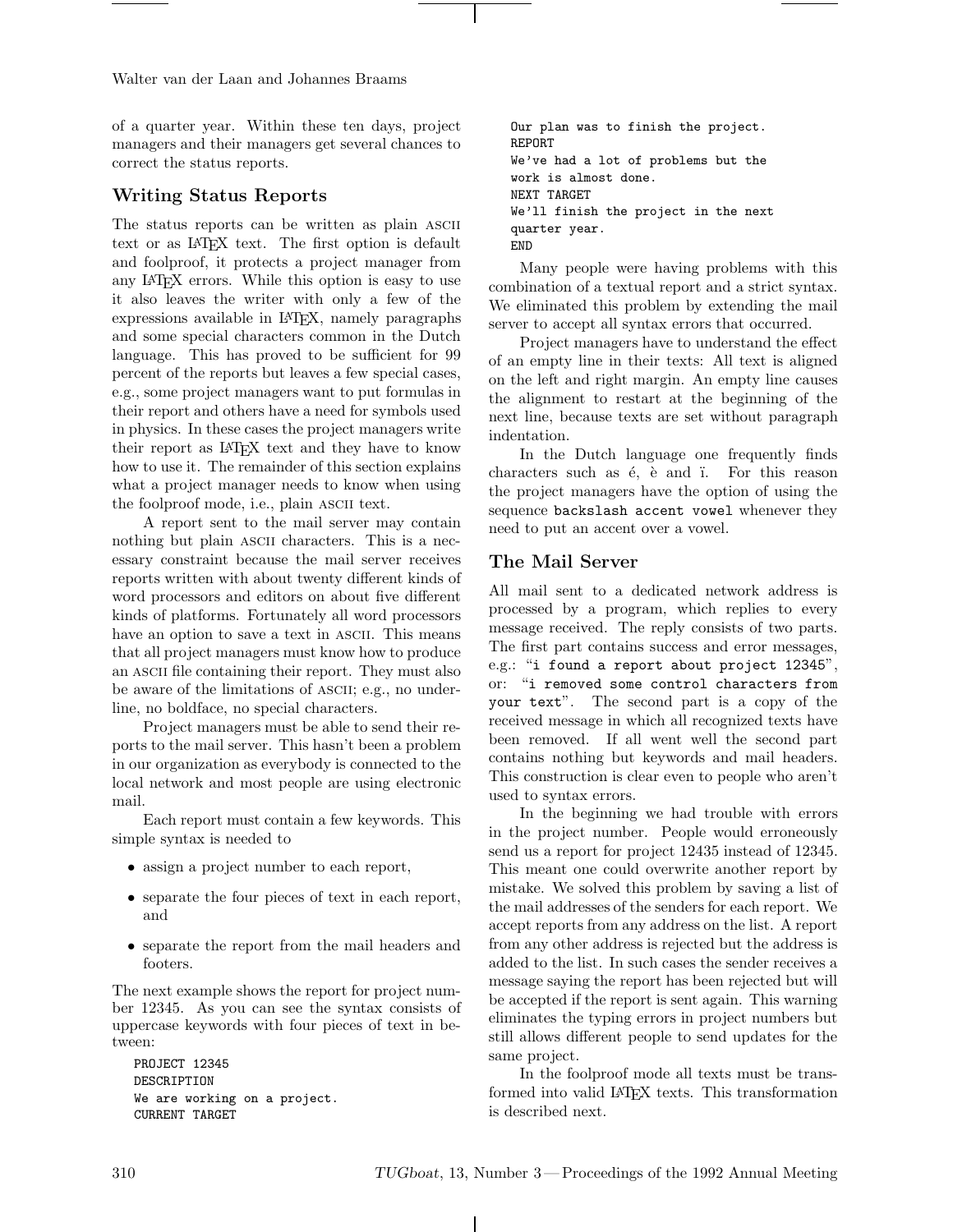of a quarter year. Within these ten days, project managers and their managers get several chances to correct the status reports.

## Writing Status Reports

The status reports can be written as plain ASCII text or as LaTeX text. The first option is default and foolproof, it protects a project manager from any LaTeX errors. While this option is easy to use it also leaves the writer with only a few of the expressions available in LaTeX, namely paragraphs and some special characters common in the Dutch language. This has proved to be sufficient for 99 percent of the reports but leaves a few special cases, e.g., some project managers want to put formulas in their report and others have a need for symbols used in physics. In these cases the project managers write their report as LaTeX text and they have to know how to use it. The remainder of this section explains what a project manager needs to know when using the foolproof mode, i.e., plain ASCII text.

A report sent to the mail server may contain nothing but plain ASCII characters. This is a necessary constraint because the mail server receives reports written with about twenty different kinds of word processors and editors on about five different kinds of platforms. Fortunately all word processors have an option to save a text in ASCII. This means that all project managers must know how to produce an ASCII file containing their report. They must also be aware of the limitations of ASCII; e.g., no underline, no boldface, no special characters.

Project managers must be able to send their reports to the mail server. This hasn't been a problem in our organization as everybody is connected to the local network and most people are using electronic mail.

Each report must contain a few keywords. This simple syntax is needed to

- assign a project number to each report,
- separate the four pieces of text in each report, and
- separate the report from the mail headers and footers.

The next example shows the report for project number 12345. As you can see the syntax consists of uppercase keywords with four pieces of text in between:

```
PROJECT 12345
DESCRIPTION
We are working on a project.
CURRENT TARGET
Our plan was to finish the project.
REPORT
We've had a lot of problems but the
work is almost done.
NEXT TARGET
We'll finish the project in the next
quarter year.
END
```

Many people were having problems with this combination of a textual report and a strict syntax. We eliminated this problem by extending the mail server to accept all syntax errors that occurred.

Project managers have to understand the effect of an empty line in their texts: All text is aligned on the left and right margin. An empty line causes the alignment to restart at the beginning of the next line, because texts are set without paragraph indentation.

In the Dutch language one frequently finds characters such as é, è and ï. For this reason the project managers have the option of using the sequence `backslash accent vowel` whenever they need to put an accent over a vowel.

## The Mail Server

All mail sent to a dedicated network address is processed by a program, which replies to every message received. The reply consists of two parts. The first part contains success and error messages, e.g.: "`i found a report about project 12345`", or: "`i removed some control characters from your text`". The second part is a copy of the received message in which all recognized texts have been removed. If all went well the second part contains nothing but keywords and mail headers. This construction is clear even to people who aren't used to syntax errors.

In the beginning we had trouble with errors in the project number. People would erroneously send us a report for project 12435 instead of 12345. This meant one could overwrite another report by mistake. We solved this problem by saving a list of the mail addresses of the senders for each report. We accept reports from any address on the list. A report from any other address is rejected but the address is added to the list. In such cases the sender receives a message saying the report has been rejected but will be accepted if the report is sent again. This warning eliminates the typing errors in project numbers but still allows different people to send updates for the same project.

In the foolproof mode all texts must be transformed into valid LaTeX texts. This transformation is described next.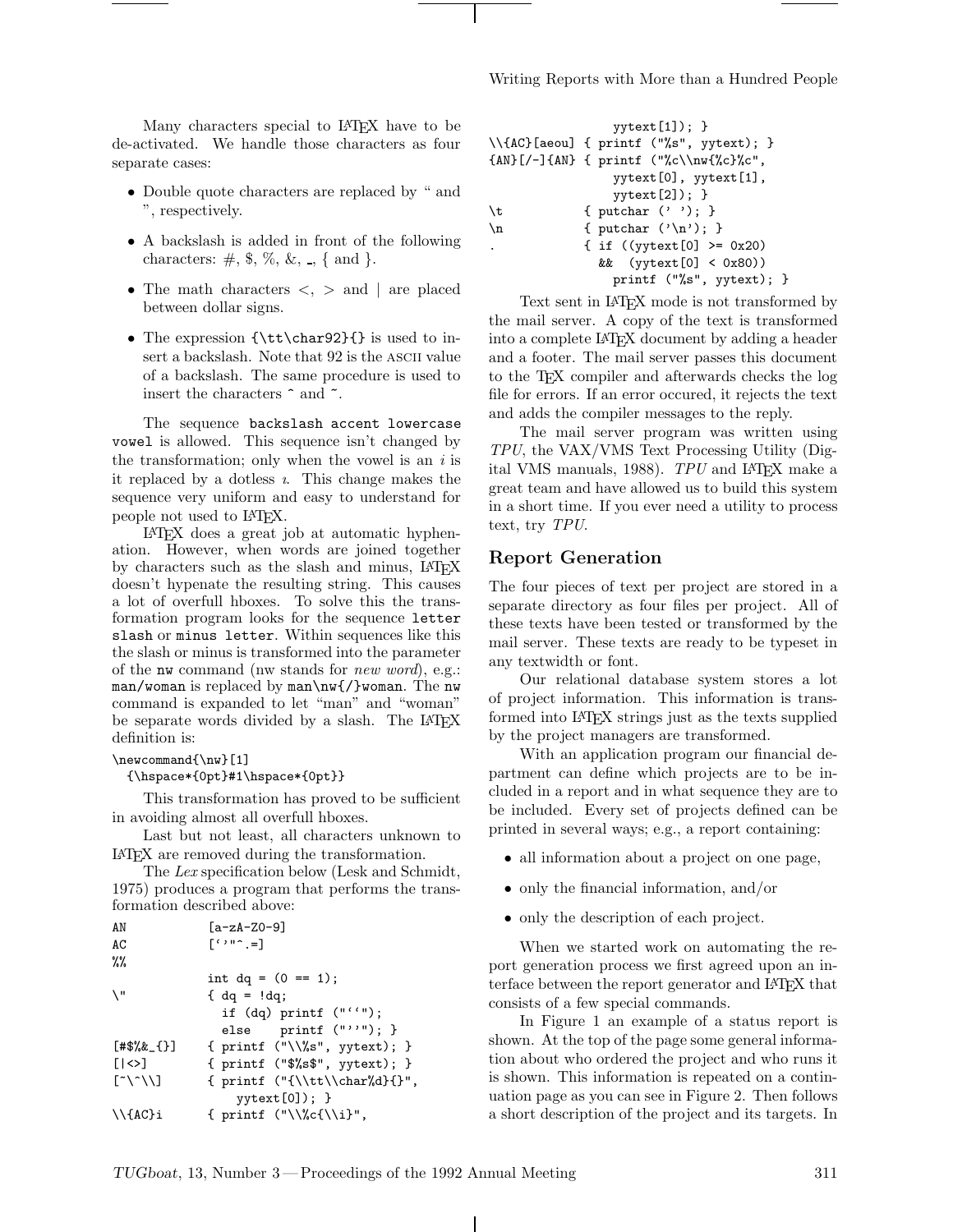Many characters special to LaTeX have to be de-activated. We handle those characters as four separate cases:

- Double quote characters are replaced by " and ", respectively.
- A backslash is added in front of the following characters: #, $, %, &, _, { and }.
- The math characters <, > and | are placed between dollar signs.
- The expression `{\tt\char92}{}` is used to insert a backslash. Note that 92 is the ASCII value of a backslash. The same procedure is used to insert the characters ^ and ~.

The sequence `backslash accent lowercase vowel` is allowed. This sequence isn't changed by the transformation; only when the vowel is an *i* is it replaced by a dotless ı. This change makes the sequence very uniform and easy to understand for people not used to LaTeX.

LaTeX does a great job at automatic hyphenation. However, when words are joined together by characters such as the slash and minus, LaTeX doesn't hypenate the resulting string. This causes a lot of overfull hboxes. To solve this the transformation program looks for the sequence `letter slash` or `minus letter`. Within sequences like this the slash or minus is transformed into the parameter of the `nw` command (nw stands for *new word*), e.g.: `man/woman` is replaced by `man\nw{/}woman`. The `nw` command is expanded to let "man" and "woman" be separate words divided by a slash. The LaTeX definition is:

```
\newcommand{\nw}[1]
  {\hspace*{0pt}#1\hspace*{0pt}}
```

This transformation has proved to be sufficient in avoiding almost all overfull hboxes.

Last but not least, all characters unknown to LaTeX are removed during the transformation.

The *Lex* specification below (Lesk and Schmidt, 1975) produces a program that performs the transformation described above:

```
AN            [a-zA-Z0-9]
AC            ['’"^.=]
%%
              int dq = (0 == 1);
\"            { dq = !dq;
                if (dq) printf ("‘‘");
                else    printf ("’’"); }
[#$%&_{}]     { printf ("\\%s", yytext); }
[|<>]         { printf ("$%s$", yytext); }
[~\^\\]       { printf ("{\\tt\\char%d}{}",
                  yytext[0]); }
\\{AC}i       { printf ("\\%c{\\i}",
                  yytext[1]); }
\\{AC}[aeou]  { printf ("%s", yytext); }
{AN}[/-]{AN}  { printf ("%c\\nw{%c}%c",
                  yytext[0], yytext[1],
                  yytext[2]); }
\t            { putchar (' '); }
\n            { putchar ('\n'); }
.             { if ((yytext[0] >= 0x20)
                && (yytext[0] < 0x80))
                  printf ("%s", yytext); }
```

Text sent in LaTeX mode is not transformed by the mail server. A copy of the text is transformed into a complete LaTeX document by adding a header and a footer. The mail server passes this document to the TeX compiler and afterwards checks the log file for errors. If an error occured, it rejects the text and adds the compiler messages to the reply.

The mail server program was written using *TPU*, the VAX/VMS Text Processing Utility (Digital VMS manuals, 1988). *TPU* and LaTeX make a great team and have allowed us to build this system in a short time. If you ever need a utility to process text, try *TPU*.

## Report Generation

The four pieces of text per project are stored in a separate directory as four files per project. All of these texts have been tested or transformed by the mail server. These texts are ready to be typeset in any textwidth or font.

Our relational database system stores a lot of project information. This information is transformed into LaTeX strings just as the texts supplied by the project managers are transformed.

With an application program our financial department can define which projects are to be included in a report and in what sequence they are to be included. Every set of projects defined can be printed in several ways; e.g., a report containing:

- all information about a project on one page,
- only the financial information, and/or
- only the description of each project.

When we started work on automating the report generation process we first agreed upon an interface between the report generator and LaTeX that consists of a few special commands.

In Figure 1 an example of a status report is shown. At the top of the page some general information about who ordered the project and who runs it is shown. This information is repeated on a continuation page as you can see in Figure 2. Then follows a short description of the project and its targets. In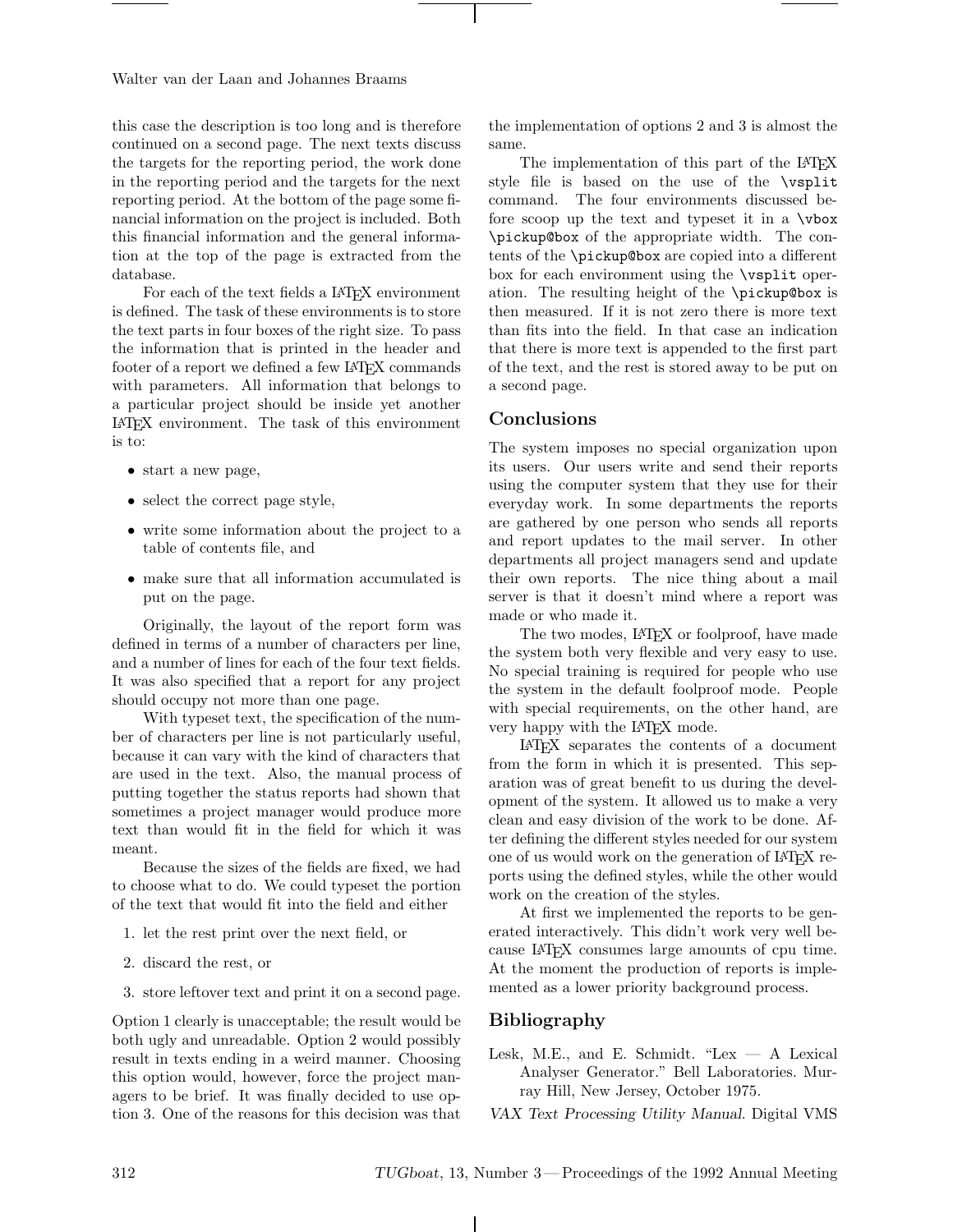this case the description is too long and is therefore continued on a second page. The next texts discuss the targets for the reporting period, the work done in the reporting period and the targets for the next reporting period. At the bottom of the page some financial information on the project is included. Both this financial information and the general information at the top of the page is extracted from the database.

For each of the text fields a LaTeX environment is defined. The task of these environments is to store the text parts in four boxes of the right size. To pass the information that is printed in the header and footer of a report we defined a few LaTeX commands with parameters. All information that belongs to a particular project should be inside yet another LaTeX environment. The task of this environment is to:

- start a new page,
- select the correct page style,
- write some information about the project to a table of contents file, and
- make sure that all information accumulated is put on the page.

Originally, the layout of the report form was defined in terms of a number of characters per line, and a number of lines for each of the four text fields. It was also specified that a report for any project should occupy not more than one page.

With typeset text, the specification of the number of characters per line is not particularly useful, because it can vary with the kind of characters that are used in the text. Also, the manual process of putting together the status reports had shown that sometimes a project manager would produce more text than would fit in the field for which it was meant.

Because the sizes of the fields are fixed, we had to choose what to do. We could typeset the portion of the text that would fit into the field and either

1. let the rest print over the next field, or
2. discard the rest, or
3. store leftover text and print it on a second page.

Option 1 clearly is unacceptable; the result would be both ugly and unreadable. Option 2 would possibly result in texts ending in a weird manner. Choosing this option would, however, force the project managers to be brief. It was finally decided to use option 3. One of the reasons for this decision was that the implementation of options 2 and 3 is almost the same.

The implementation of this part of the LaTeX style file is based on the use of the `\vsplit` command. The four environments discussed before scoop up the text and typeset it in a `\vbox` `\pickup@box` of the appropriate width. The contents of the `\pickup@box` are copied into a different box for each environment using the `\vsplit` operation. The resulting height of the `\pickup@box` is then measured. If it is not zero there is more text than fits into the field. In that case an indication that there is more text is appended to the first part of the text, and the rest is stored away to be put on a second page.

## Conclusions

The system imposes no special organization upon its users. Our users write and send their reports using the computer system that they use for their everyday work. In some departments the reports are gathered by one person who sends all reports and report updates to the mail server. In other departments all project managers send and update their own reports. The nice thing about a mail server is that it doesn't mind where a report was made or who made it.

The two modes, LaTeX or foolproof, have made the system both very flexible and very easy to use. No special training is required for people who use the system in the default foolproof mode. People with special requirements, on the other hand, are very happy with the LaTeX mode.

LaTeX separates the contents of a document from the form in which it is presented. This separation was of great benefit to us during the development of the system. It allowed us to make a very clean and easy division of the work to be done. After defining the different styles needed for our system one of us would work on the generation of LaTeX reports using the defined styles, while the other would work on the creation of the styles.

At first we implemented the reports to be generated interactively. This didn't work very well because LaTeX consumes large amounts of cpu time. At the moment the production of reports is implemented as a lower priority background process.

## Bibliography

Lesk, M.E., and E. Schmidt. "Lex — A Lexical Analyser Generator." Bell Laboratories. Murray Hill, New Jersey, October 1975.

*VAX Text Processing Utility Manual*. Digital VMS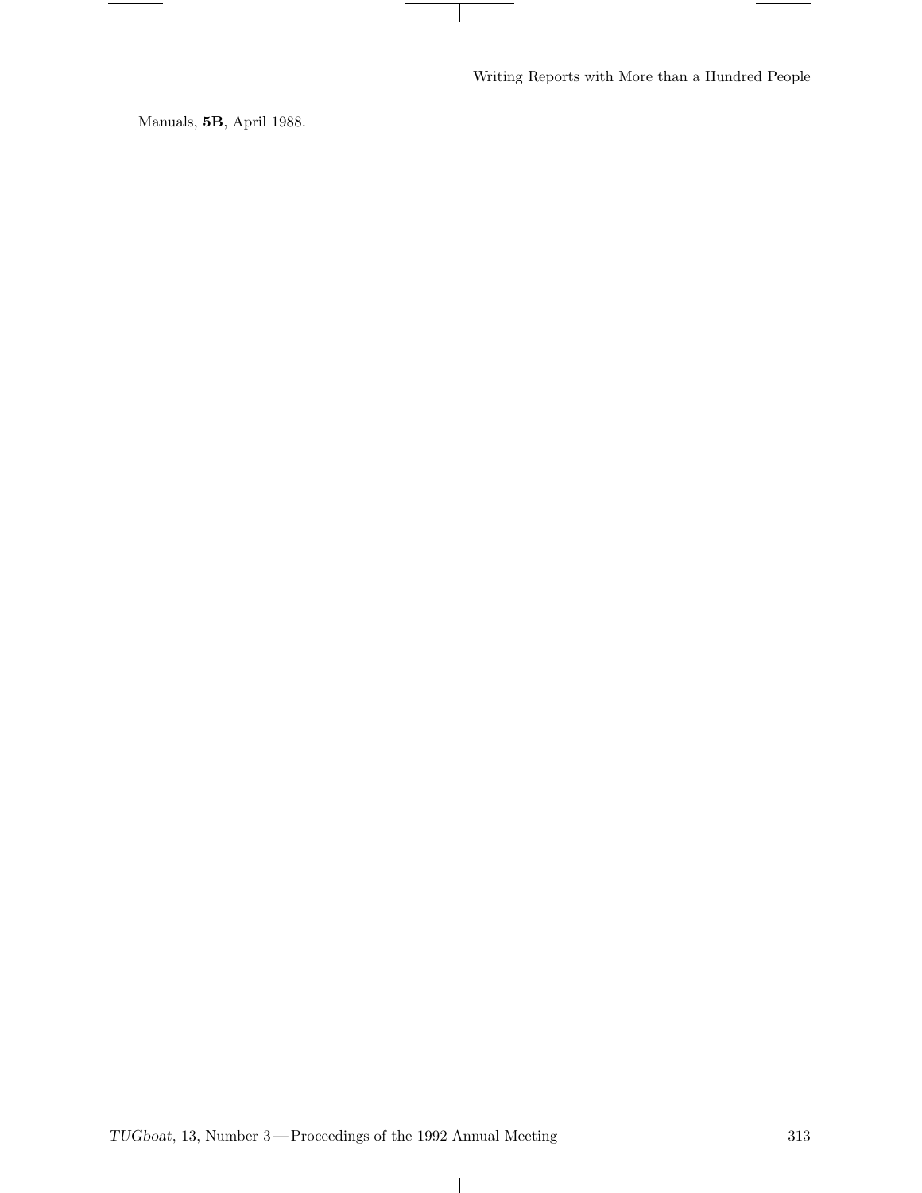Manuals, **5B**, April 1988.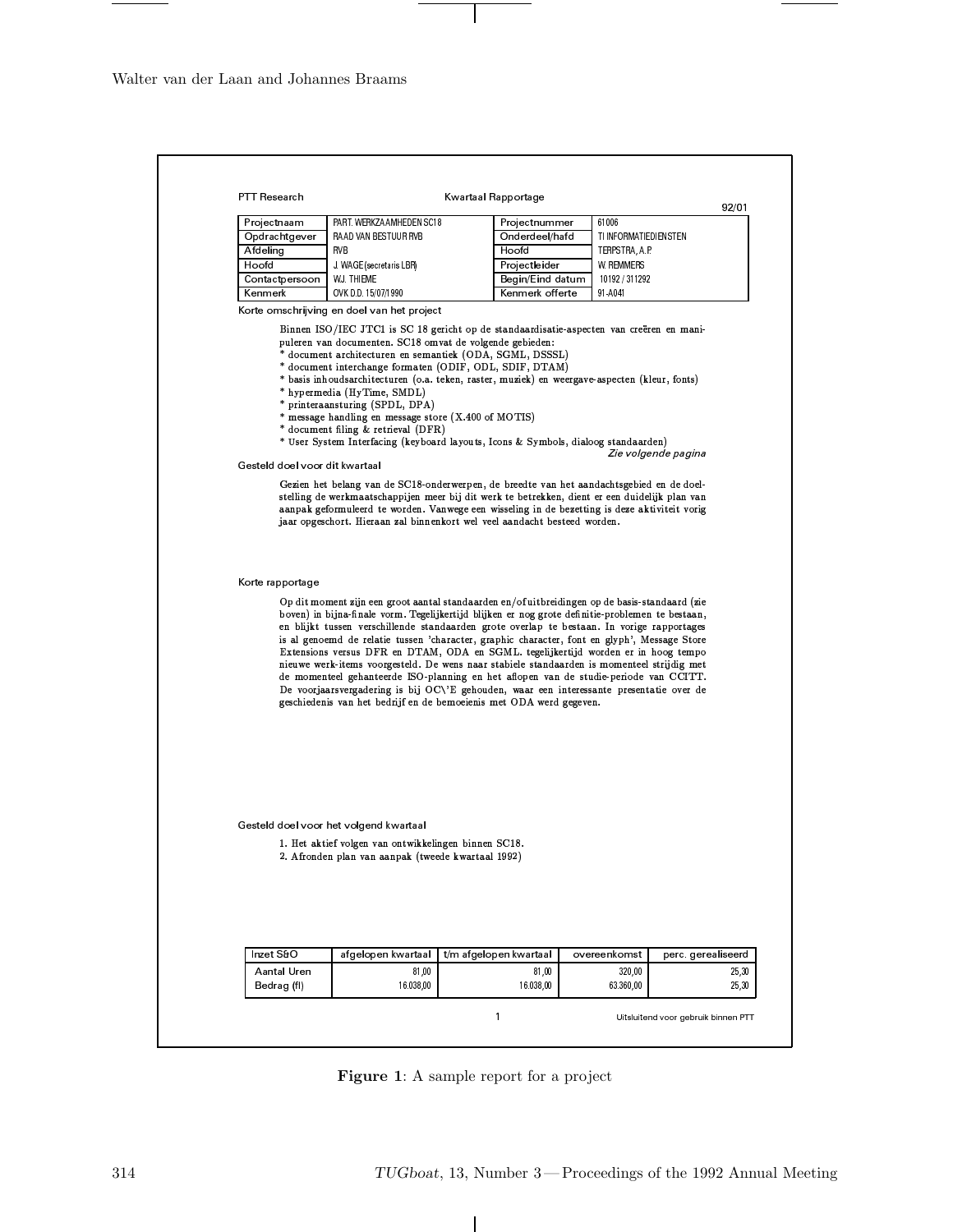PTT Research | Kwartaal Rapportage | 92/01

| Projectnaam | PART. WERKZAAMHEDEN SC18 | Projectnummer | 61006 |
|---|---|---|---|
| Opdrachtgever | RAAD VAN BESTUUR RVB | Onderdeel/hafd | TI INFORMATIEDIENSTEN |
| Afdeling | RVB | Hoofd | TERPSTRA, A.P. |
| Hoofd | J. WAGE (secretaris LBR) | Projectleider | W. REMMERS |
| Contactpersoon | W.J. THIEME | Begin/Eind datum | 10192 / 311292 |
| Kenmerk | OVK D.D. 15/07/1990 | Kenmerk offerte | 91-A041 |

Korte omschrijving en doel van het project

Binnen ISO/IEC JTC1 is SC 18 gericht op de standaardisatie-aspecten van creëren en manipuleren van documenten. SC18 omvat de volgende gebieden:
* document architecturen en semantiek (ODA, SGML, DSSSL)
* document interchange formaten (ODIF, ODL, SDIF, DTAM)
* basis inhoudsarchitecturen (o.a. teken, raster, muziek) en weergave-aspecten (kleur, fonts)
* hypermedia (HyTime, SMDL)
* printeraansturing (SPDL, DPA)
* message handling en message store (X.400 of MOTIS)
* document filing & retrieval (DFR)
* User System Interfacing (keyboard layouts, Icons & Symbols, dialoog standaarden)

*Zie volgende pagina*

Gesteld doel voor dit kwartaal

Gezien het belang van de SC18-onderwerpen, de breedte van het aandachtsgebied en de doelstelling de werkmaatschappijen meer bij dit werk te betrekken, dient er een duidelijk plan van aanpak geformuleerd te worden. Vanwege een wisseling in de bezetting is deze aktiviteit vorig jaar opgeschort. Hieraan zal binnenkort wel veel aandacht besteed worden.

Korte rapportage

Op dit moment zijn een groot aantal standaarden en/of uitbreidingen op de basis-standaard (zie boven) in bijna-finale vorm. Tegelijkertijd blijken er nog grote definitie-problemen te bestaan, en blijkt tussen verschillende standaarden grote overlap te bestaan. In vorige rapportages is al genoemd de relatie tussen 'character, graphic character, font en glyph', Message Store Extensions versus DFR en DTAM, ODA en SGML. tegelijkertijd worden er in hoog tempo nieuwe werk-items voorgesteld. De wens naar stabiele standaarden is momenteel strijdig met de momenteel gehanteerde ISO-planning en het aflopen van de studie-periode van CCITT. De voorjaarsvergadering is bij OC\'E gehouden, waar een interessante presentatie over de geschiedenis van het bedrijf en de bemoeienis met ODA werd gegeven.

Gesteld doel voor het volgend kwartaal

1. Het aktief volgen van ontwikkelingen binnen SC18.
2. Afronden plan van aanpak (tweede kwartaal 1992)

| Inzet S&O | afgelopen kwartaal | t/m afgelopen kwartaal | overeenkomst | perc. gerealiseerd |
|---|---|---|---|---|
| Aantal Uren | 81,00 | 81,00 | 320,00 | 25,30 |
| Bedrag (fl) | 16.038,00 | 16.038,00 | 63.360,00 | 25,30 |

1 | Uitsluitend voor gebruik binnen PTT

**Figure 1**: A sample report for a project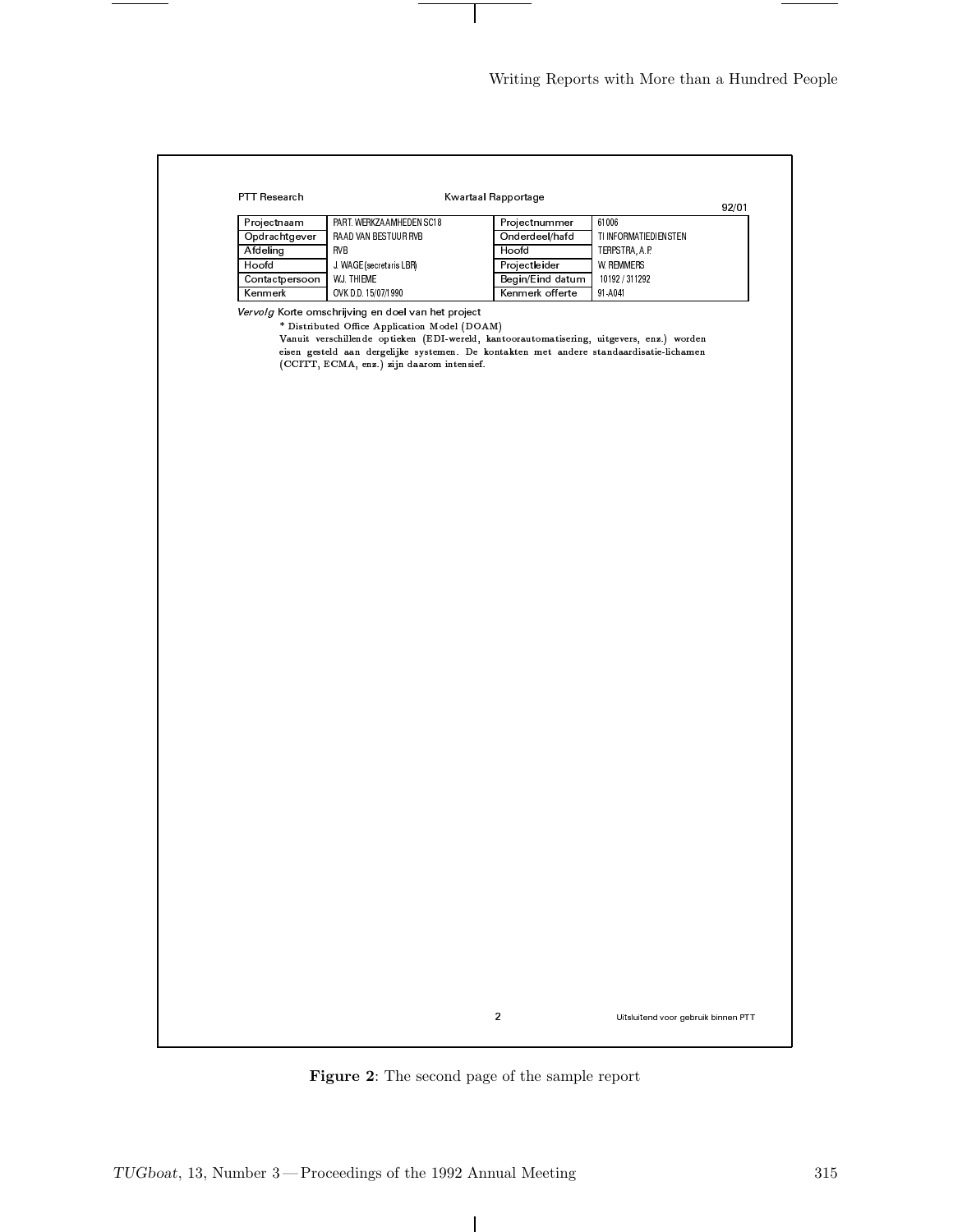PTT Research

Kwartaal Rapportage

92/01

| | | | |
|---|---|---|---|
| Projectnaam | PART. WERKZAAMHEDEN SC18 | Projectnummer | 61006 |
| Opdrachtgever | RAAD VAN BESTUUR RVB | Onderdeel/hafd | TI INFORMATIEDIENSTEN |
| Afdeling | RVB | Hoofd | TERPSTRA, A.P. |
| Hoofd | J. WAGE (secretaris LBR) | Projectleider | W. REMMERS |
| Contactpersoon | W.J. THIEME | Begin/Eind datum | 10192 / 311292 |
| Kenmerk | OVK D.D. 15/07/1990 | Kenmerk offerte | 91-A041 |

*Vervolg* Korte omschrijving en doel van het project

\* Distributed Office Application Model (DOAM)

Vanuit verschillende optieken (EDI-wereld, kantoorautomatisering, uitgevers, enz.) worden eisen gesteld aan dergelijke systemen. De kontakten met andere standaardisatie-lichamen (CCITT, ECMA, enz.) zijn daarom intensief.

2

Uitsluitend voor gebruik binnen PTT

**Figure 2**: The second page of the sample report